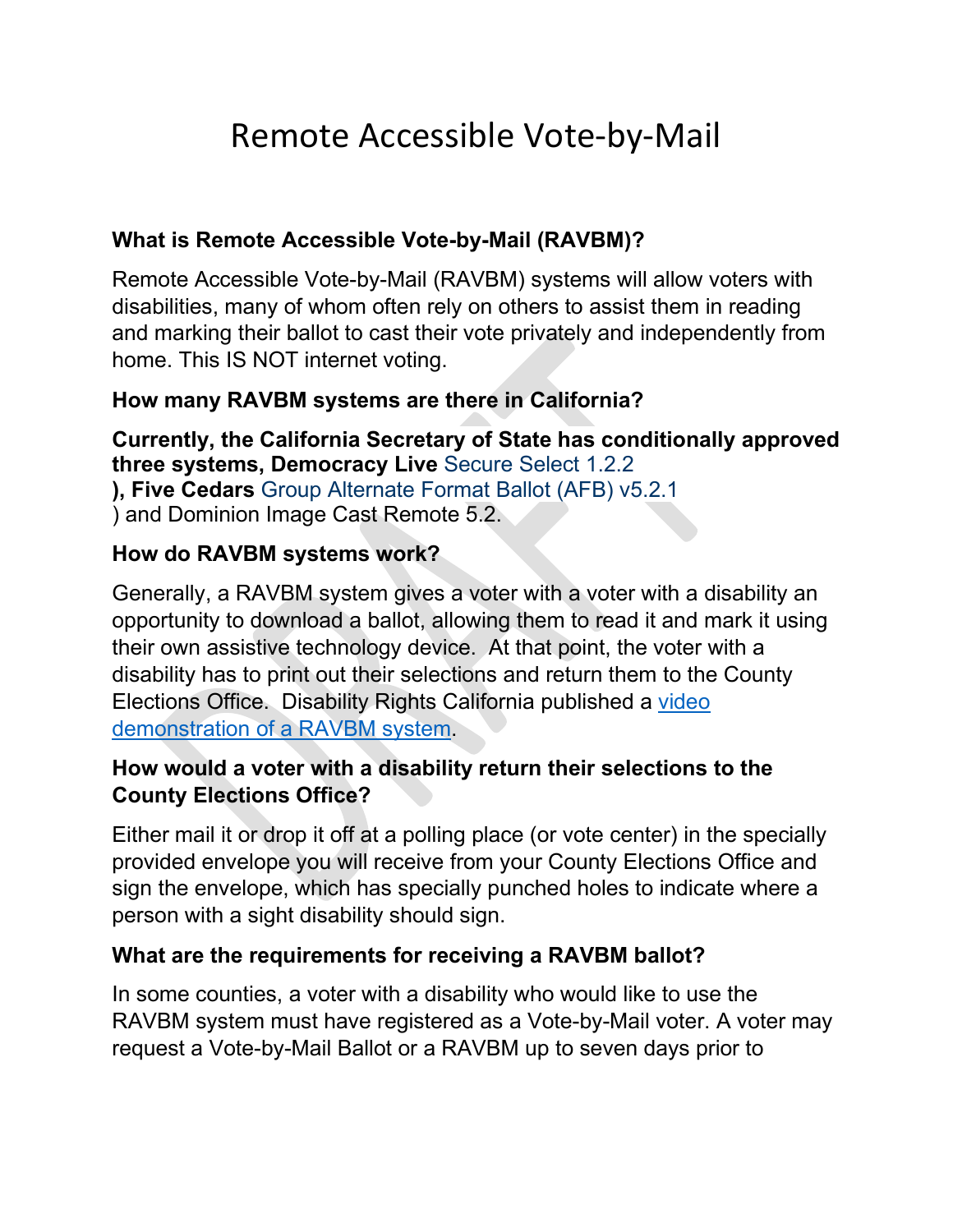# Remote Accessible Vote-by-Mail

**What is Remote Accessible Vote-by-Mail (RAVBM)?**

Remote Accessible Vote-by-Mail (RAVBM) systems will allow voters with disabilities, many of whom often rely on others to assist them in reading and marking their ballot to cast their vote privately and independently from home. This IS NOT internet voting.

**How many RAVBM systems are there in California?**

**Currently, the California Secretary of State has conditionally approved three systems, Democracy Live** Secure Select 1.2.2 **), Five Cedars** Group Alternate Format Ballot (AFB) v5.2.1 ) and Dominion Image Cast Remote 5.2.

**How do RAVBM systems work?**

Generally, a RAVBM system gives a voter with a voter with a disability an opportunity to download a ballot, allowing them to read it and mark it using their own assistive technology device. At that point, the voter with a disability has to print out their selections and return them to the County Elections Office. Disability Rights California published a video demonstration of a RAVBM system.

**How would a voter with a disability return their selections to the County Elections Office?**

Either mail it or drop it off at a polling place (or vote center) in the specially provided envelope you will receive from your County Elections Office and sign the envelope, which has specially punched holes to indicate where a person with a sight disability should sign.

**What are the requirements for receiving a RAVBM ballot?**

In some counties, a voter with a disability who would like to use the RAVBM system must have registered as a Vote-by-Mail voter. A voter may request a Vote-by-Mail Ballot or a RAVBM up to seven days prior to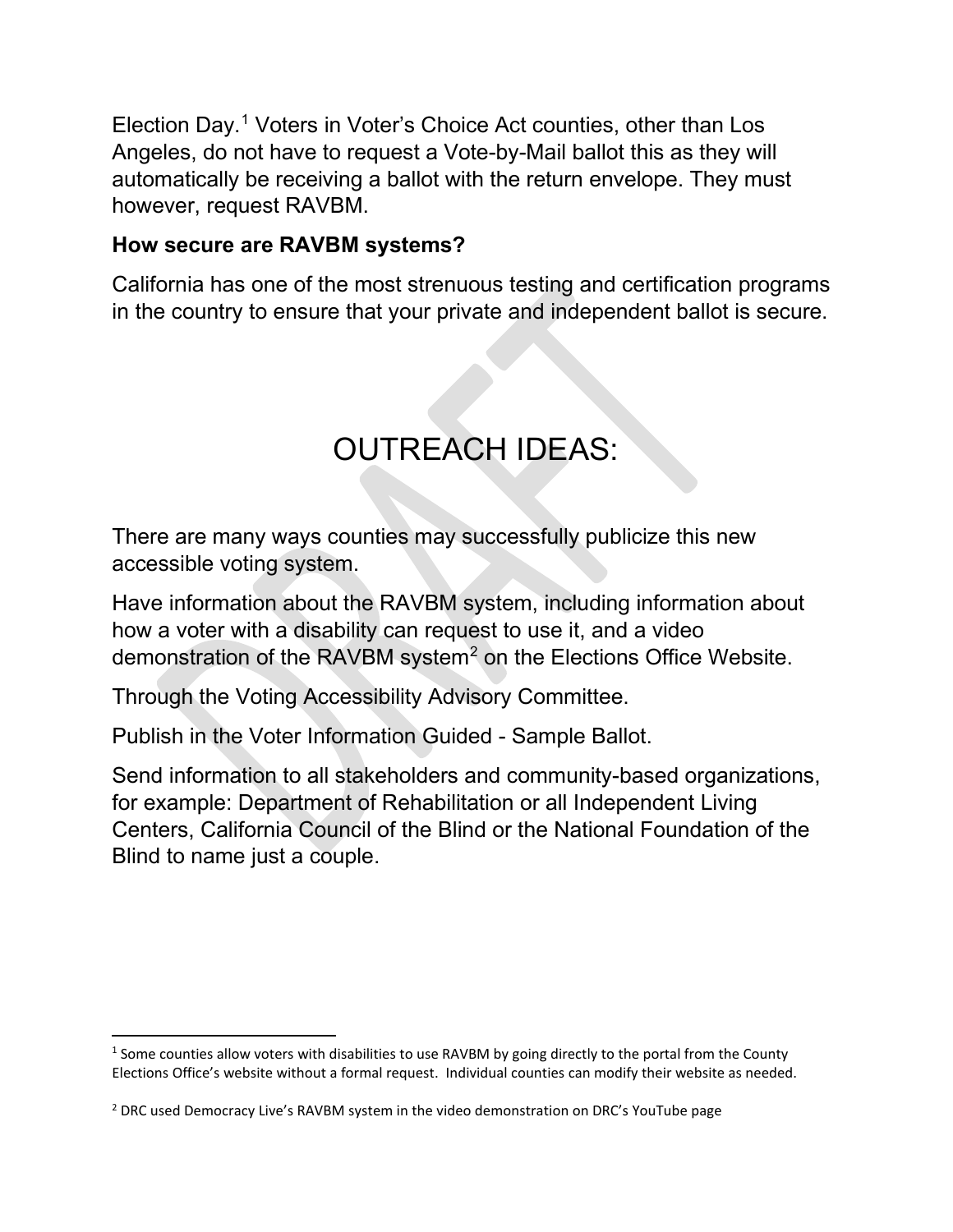Election Day.[1] Voters in Voter's Choice Act counties, other than Los Angeles, do not have to request a Vote-by-Mail ballot this as they will automatically be receiving a ballot with the return envelope. They must however, request RAVBM.

**How secure are RAVBM systems?**

California has one of the most strenuous testing and certification programs in the country to ensure that your private and independent ballot is secure.

# OUTREACH IDEAS:

There are many ways counties may successfully publicize this new accessible voting system.

Have information about the RAVBM system, including information about how a voter with a disability can request to use it, and a video demonstration of the RAVBM system[2] on the Elections Office Website.

Through the Voting Accessibility Advisory Committee.

Publish in the Voter Information Guided - Sample Ballot.

Send information to all stakeholders and community-based organizations, for example: Department of Rehabilitation or all Independent Living Centers, California Council of the Blind or the National Foundation of the Blind to name just a couple.

---

[1] Some counties allow voters with disabilities to use RAVBM by going directly to the portal from the County Elections Office's website without a formal request. Individual counties can modify their website as needed.

[2] DRC used Democracy Live's RAVBM system in the video demonstration on DRC's YouTube page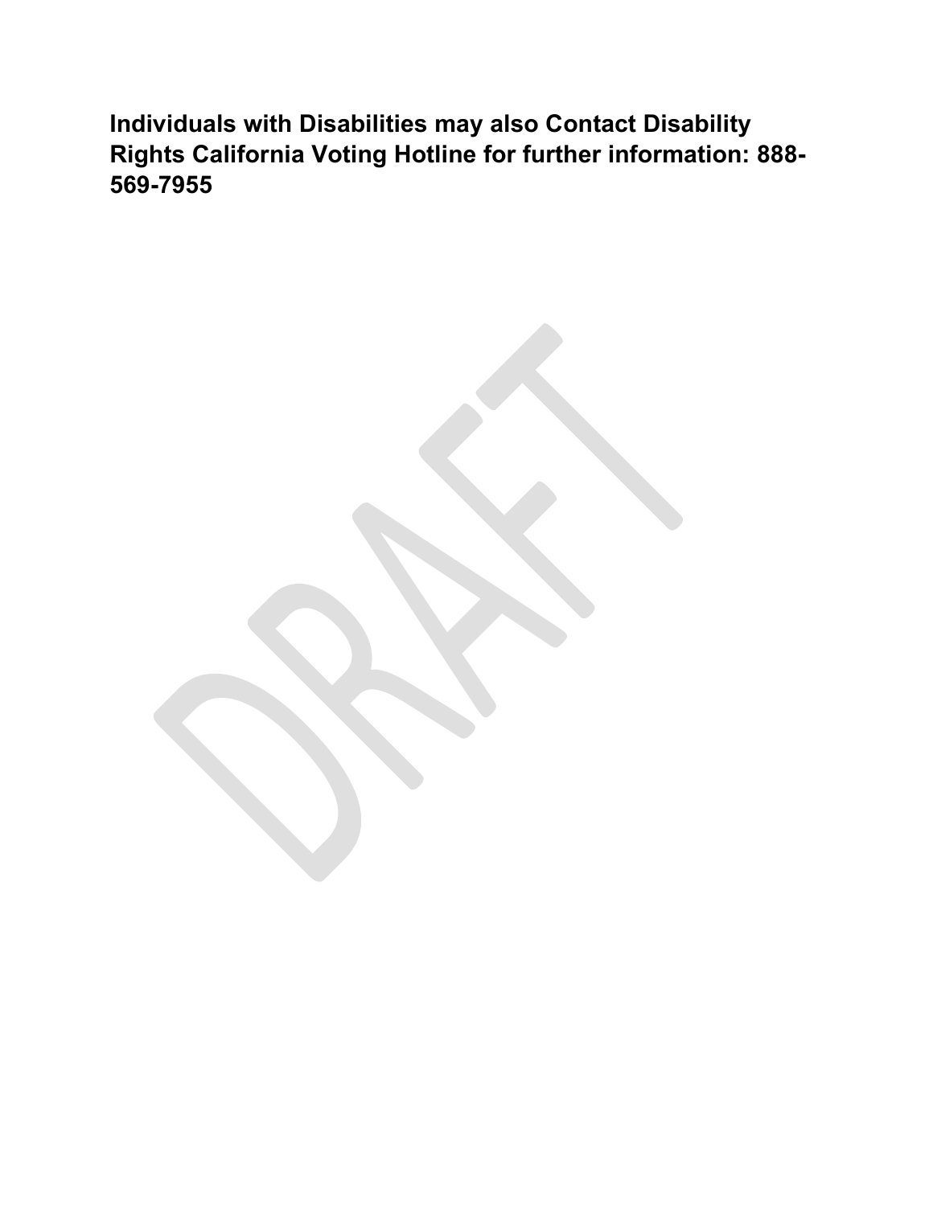**Individuals with Disabilities may also Contact Disability Rights California Voting Hotline for further information: 888-569-7955**